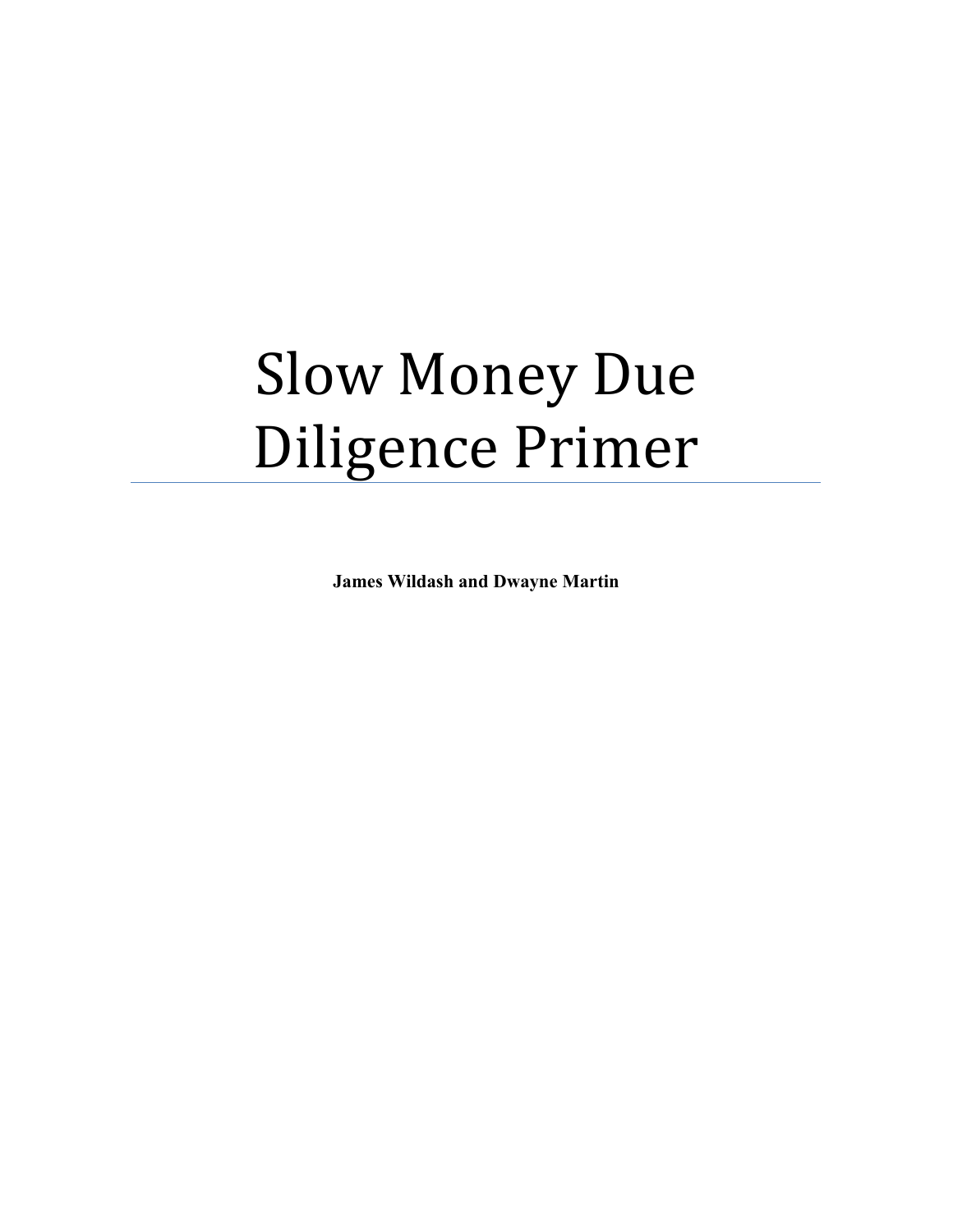# Slow Money Due Diligence Primer

**James Wildash and Dwayne Martin**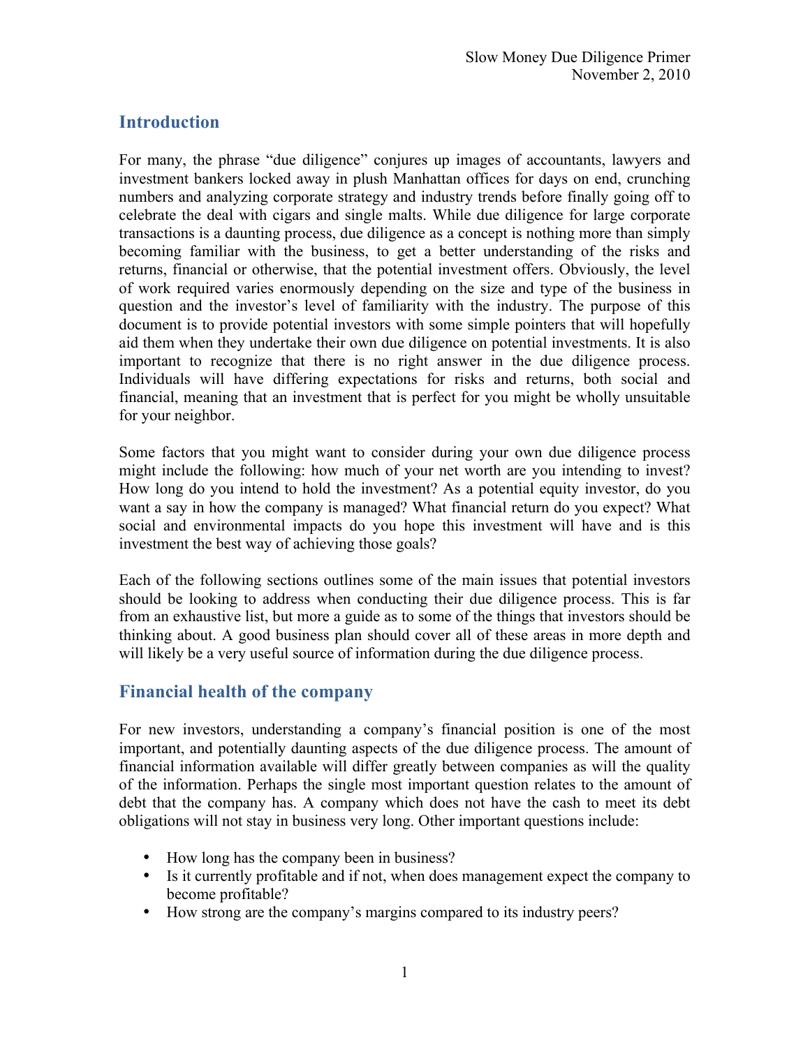## Introduction

For many, the phrase "due diligence" conjures up images of accountants, lawyers and investment bankers locked away in plush Manhattan offices for days on end, crunching numbers and analyzing corporate strategy and industry trends before finally going off to celebrate the deal with cigars and single malts. While due diligence for large corporate transactions is a daunting process, due diligence as a concept is nothing more than simply becoming familiar with the business, to get a better understanding of the risks and returns, financial or otherwise, that the potential investment offers. Obviously, the level of work required varies enormously depending on the size and type of the business in question and the investor's level of familiarity with the industry. The purpose of this document is to provide potential investors with some simple pointers that will hopefully aid them when they undertake their own due diligence on potential investments. It is also important to recognize that there is no right answer in the due diligence process. Individuals will have differing expectations for risks and returns, both social and financial, meaning that an investment that is perfect for you might be wholly unsuitable for your neighbor.

Some factors that you might want to consider during your own due diligence process might include the following: how much of your net worth are you intending to invest? How long do you intend to hold the investment? As a potential equity investor, do you want a say in how the company is managed? What financial return do you expect? What social and environmental impacts do you hope this investment will have and is this investment the best way of achieving those goals?

Each of the following sections outlines some of the main issues that potential investors should be looking to address when conducting their due diligence process. This is far from an exhaustive list, but more a guide as to some of the things that investors should be thinking about. A good business plan should cover all of these areas in more depth and will likely be a very useful source of information during the due diligence process.

## Financial health of the company

For new investors, understanding a company's financial position is one of the most important, and potentially daunting aspects of the due diligence process. The amount of financial information available will differ greatly between companies as will the quality of the information. Perhaps the single most important question relates to the amount of debt that the company has. A company which does not have the cash to meet its debt obligations will not stay in business very long. Other important questions include:

- How long has the company been in business?
- Is it currently profitable and if not, when does management expect the company to become profitable?
- How strong are the company's margins compared to its industry peers?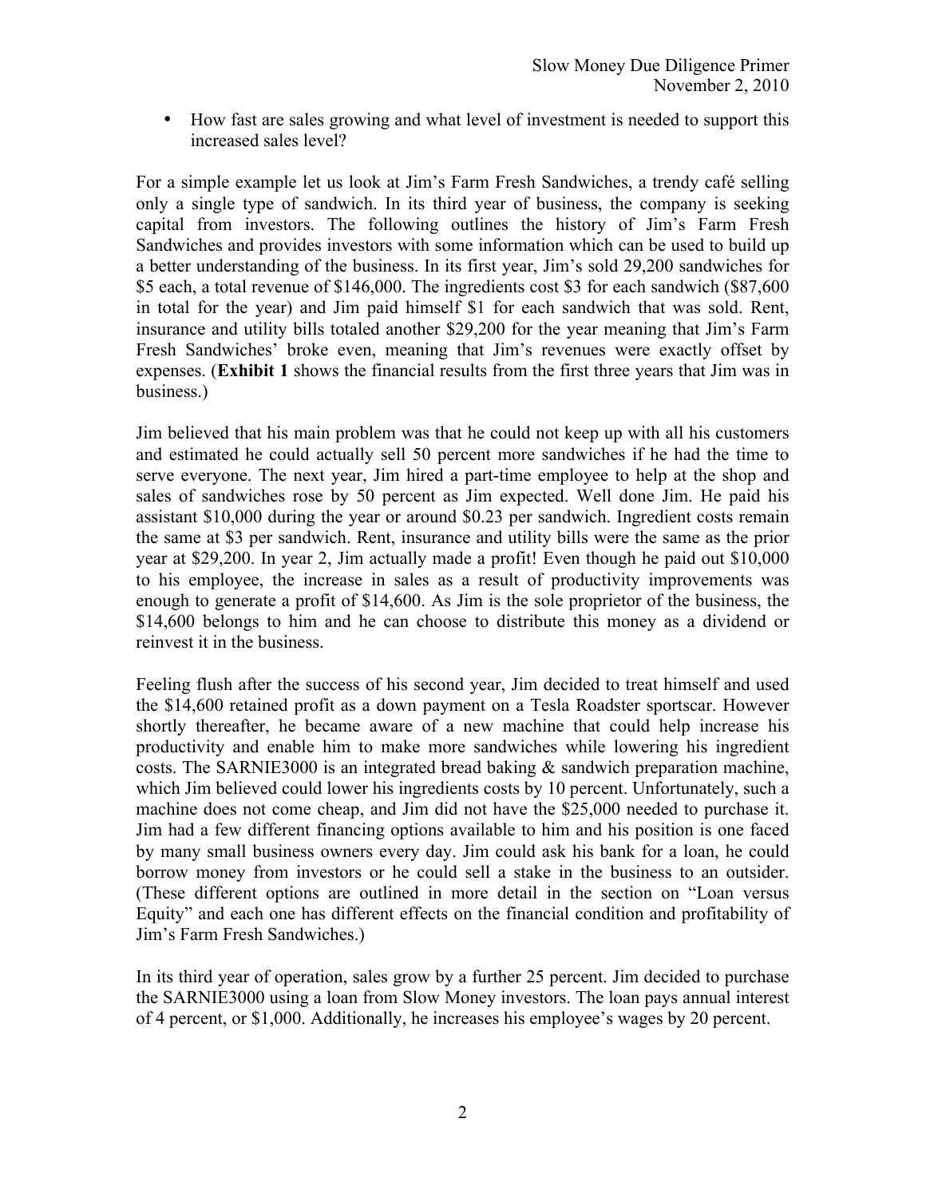- How fast are sales growing and what level of investment is needed to support this increased sales level?

For a simple example let us look at Jim's Farm Fresh Sandwiches, a trendy café selling only a single type of sandwich. In its third year of business, the company is seeking capital from investors. The following outlines the history of Jim's Farm Fresh Sandwiches and provides investors with some information which can be used to build up a better understanding of the business. In its first year, Jim's sold 29,200 sandwiches for $5 each, a total revenue of $146,000. The ingredients cost $3 for each sandwich ($87,600 in total for the year) and Jim paid himself $1 for each sandwich that was sold. Rent, insurance and utility bills totaled another $29,200 for the year meaning that Jim's Farm Fresh Sandwiches' broke even, meaning that Jim's revenues were exactly offset by expenses. (**Exhibit 1** shows the financial results from the first three years that Jim was in business.)

Jim believed that his main problem was that he could not keep up with all his customers and estimated he could actually sell 50 percent more sandwiches if he had the time to serve everyone. The next year, Jim hired a part-time employee to help at the shop and sales of sandwiches rose by 50 percent as Jim expected. Well done Jim. He paid his assistant $10,000 during the year or around $0.23 per sandwich. Ingredient costs remain the same at $3 per sandwich. Rent, insurance and utility bills were the same as the prior year at $29,200. In year 2, Jim actually made a profit! Even though he paid out $10,000 to his employee, the increase in sales as a result of productivity improvements was enough to generate a profit of $14,600. As Jim is the sole proprietor of the business, the $14,600 belongs to him and he can choose to distribute this money as a dividend or reinvest it in the business.

Feeling flush after the success of his second year, Jim decided to treat himself and used the $14,600 retained profit as a down payment on a Tesla Roadster sportscar. However shortly thereafter, he became aware of a new machine that could help increase his productivity and enable him to make more sandwiches while lowering his ingredient costs. The SARNIE3000 is an integrated bread baking & sandwich preparation machine, which Jim believed could lower his ingredients costs by 10 percent. Unfortunately, such a machine does not come cheap, and Jim did not have the $25,000 needed to purchase it. Jim had a few different financing options available to him and his position is one faced by many small business owners every day. Jim could ask his bank for a loan, he could borrow money from investors or he could sell a stake in the business to an outsider. (These different options are outlined in more detail in the section on "Loan versus Equity" and each one has different effects on the financial condition and profitability of Jim's Farm Fresh Sandwiches.)

In its third year of operation, sales grow by a further 25 percent. Jim decided to purchase the SARNIE3000 using a loan from Slow Money investors. The loan pays annual interest of 4 percent, or $1,000. Additionally, he increases his employee's wages by 20 percent.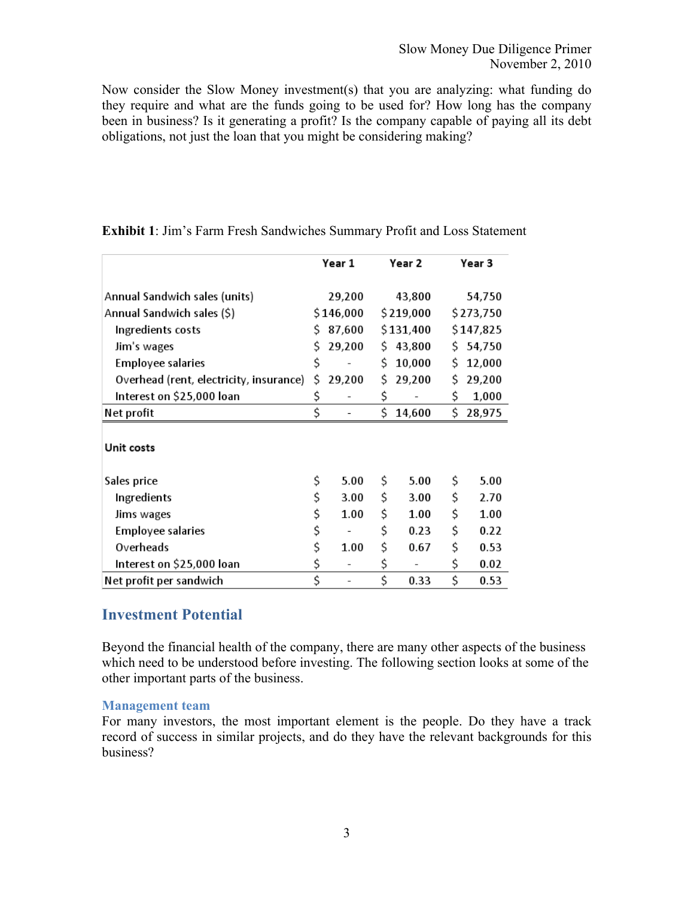Now consider the Slow Money investment(s) that you are analyzing: what funding do they require and what are the funds going to be used for? How long has the company been in business? Is it generating a profit? Is the company capable of paying all its debt obligations, not just the loan that you might be considering making?

**Exhibit 1**: Jim's Farm Fresh Sandwiches Summary Profit and Loss Statement

| | Year 1 | Year 2 | Year 3 |
|---|---|---|---|
| Annual Sandwich sales (units) | 29,200 | 43,800 | 54,750 |
| Annual Sandwich sales ($) | $146,000 | $219,000 | $273,750 |
| Ingredients costs | $ 87,600 | $131,400 | $147,825 |
| Jim's wages | $ 29,200 | $ 43,800 | $ 54,750 |
| Employee salaries | $ - | $ 10,000 | $ 12,000 |
| Overhead (rent, electricity, insurance) | $ 29,200 | $ 29,200 | $ 29,200 |
| Interest on $25,000 loan | $ - | $ - | $ 1,000 |
| **Net profit** | $ - | $ 14,600 | $ 28,975 |
| | | | |
| **Unit costs** | | | |
| | | | |
| Sales price | $ 5.00 | $ 5.00 | $ 5.00 |
| Ingredients | $ 3.00 | $ 3.00 | $ 2.70 |
| Jims wages | $ 1.00 | $ 1.00 | $ 1.00 |
| Employee salaries | $ - | $ 0.23 | $ 0.22 |
| Overheads | $ 1.00 | $ 0.67 | $ 0.53 |
| Interest on $25,000 loan | $ - | $ - | $ 0.02 |
| **Net profit per sandwich** | $ - | $ 0.33 | $ 0.53 |

## Investment Potential

Beyond the financial health of the company, there are many other aspects of the business which need to be understood before investing. The following section looks at some of the other important parts of the business.

### Management team

For many investors, the most important element is the people. Do they have a track record of success in similar projects, and do they have the relevant backgrounds for this business?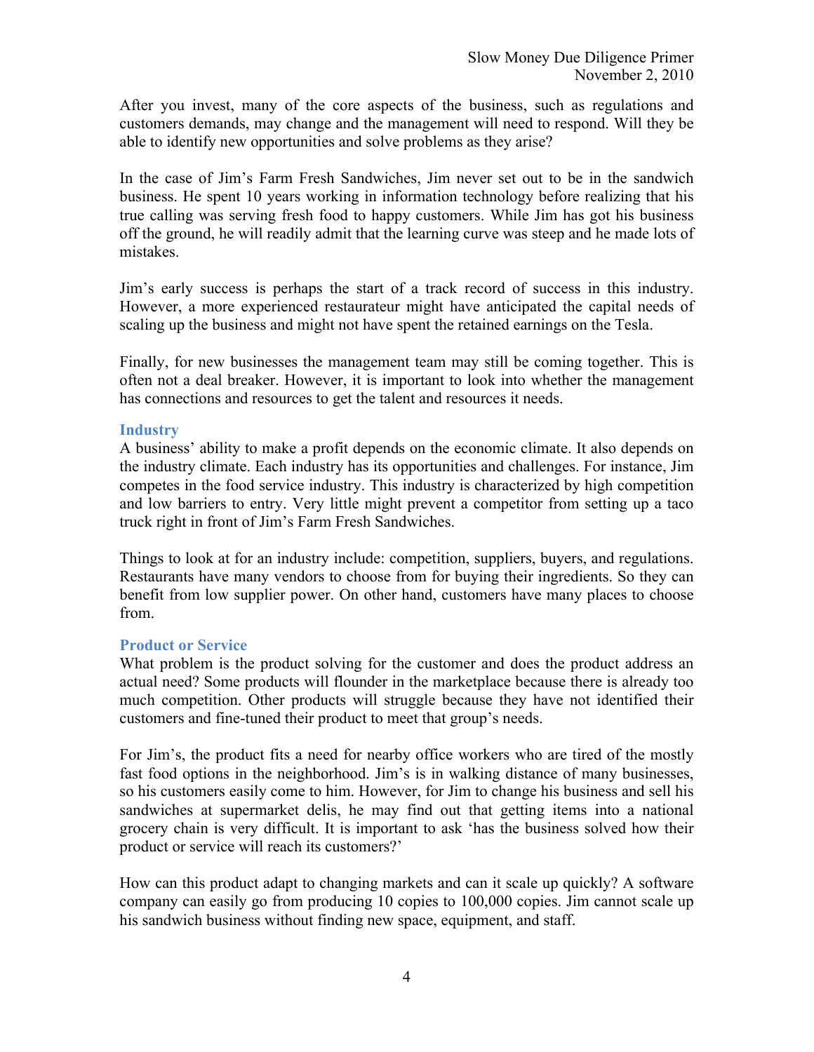After you invest, many of the core aspects of the business, such as regulations and customers demands, may change and the management will need to respond. Will they be able to identify new opportunities and solve problems as they arise?

In the case of Jim's Farm Fresh Sandwiches, Jim never set out to be in the sandwich business. He spent 10 years working in information technology before realizing that his true calling was serving fresh food to happy customers. While Jim has got his business off the ground, he will readily admit that the learning curve was steep and he made lots of mistakes.

Jim's early success is perhaps the start of a track record of success in this industry. However, a more experienced restaurateur might have anticipated the capital needs of scaling up the business and might not have spent the retained earnings on the Tesla.

Finally, for new businesses the management team may still be coming together. This is often not a deal breaker. However, it is important to look into whether the management has connections and resources to get the talent and resources it needs.

### Industry

A business' ability to make a profit depends on the economic climate. It also depends on the industry climate. Each industry has its opportunities and challenges. For instance, Jim competes in the food service industry. This industry is characterized by high competition and low barriers to entry. Very little might prevent a competitor from setting up a taco truck right in front of Jim's Farm Fresh Sandwiches.

Things to look at for an industry include: competition, suppliers, buyers, and regulations. Restaurants have many vendors to choose from for buying their ingredients. So they can benefit from low supplier power. On other hand, customers have many places to choose from.

### Product or Service

What problem is the product solving for the customer and does the product address an actual need? Some products will flounder in the marketplace because there is already too much competition. Other products will struggle because they have not identified their customers and fine-tuned their product to meet that group's needs.

For Jim's, the product fits a need for nearby office workers who are tired of the mostly fast food options in the neighborhood. Jim's is in walking distance of many businesses, so his customers easily come to him. However, for Jim to change his business and sell his sandwiches at supermarket delis, he may find out that getting items into a national grocery chain is very difficult. It is important to ask 'has the business solved how their product or service will reach its customers?'

How can this product adapt to changing markets and can it scale up quickly? A software company can easily go from producing 10 copies to 100,000 copies. Jim cannot scale up his sandwich business without finding new space, equipment, and staff.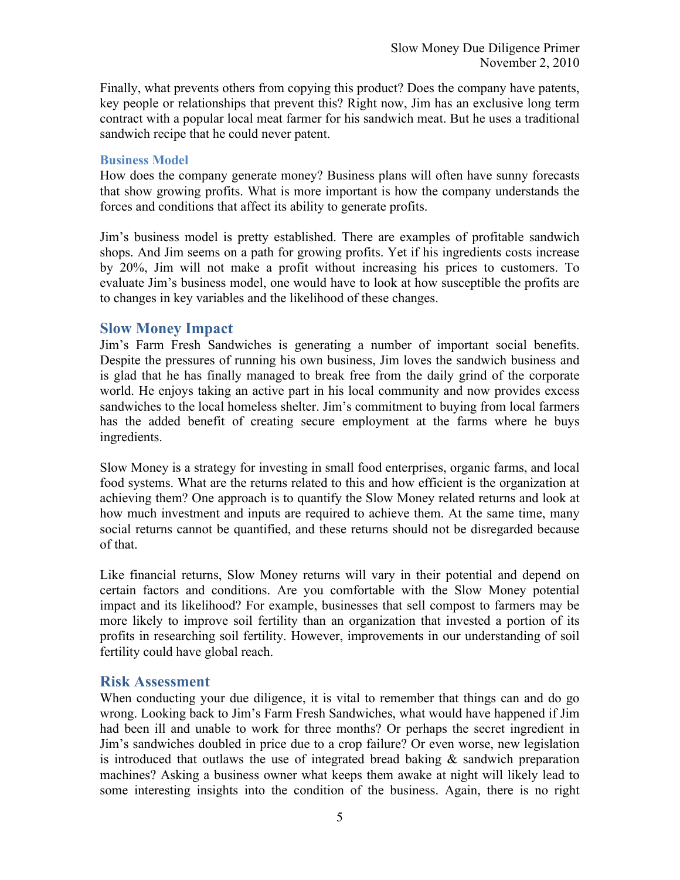Finally, what prevents others from copying this product? Does the company have patents, key people or relationships that prevent this? Right now, Jim has an exclusive long term contract with a popular local meat farmer for his sandwich meat. But he uses a traditional sandwich recipe that he could never patent.

### Business Model

How does the company generate money? Business plans will often have sunny forecasts that show growing profits. What is more important is how the company understands the forces and conditions that affect its ability to generate profits.

Jim's business model is pretty established. There are examples of profitable sandwich shops. And Jim seems on a path for growing profits. Yet if his ingredients costs increase by 20%, Jim will not make a profit without increasing his prices to customers. To evaluate Jim's business model, one would have to look at how susceptible the profits are to changes in key variables and the likelihood of these changes.

## Slow Money Impact

Jim's Farm Fresh Sandwiches is generating a number of important social benefits. Despite the pressures of running his own business, Jim loves the sandwich business and is glad that he has finally managed to break free from the daily grind of the corporate world. He enjoys taking an active part in his local community and now provides excess sandwiches to the local homeless shelter. Jim's commitment to buying from local farmers has the added benefit of creating secure employment at the farms where he buys ingredients.

Slow Money is a strategy for investing in small food enterprises, organic farms, and local food systems. What are the returns related to this and how efficient is the organization at achieving them? One approach is to quantify the Slow Money related returns and look at how much investment and inputs are required to achieve them. At the same time, many social returns cannot be quantified, and these returns should not be disregarded because of that.

Like financial returns, Slow Money returns will vary in their potential and depend on certain factors and conditions. Are you comfortable with the Slow Money potential impact and its likelihood? For example, businesses that sell compost to farmers may be more likely to improve soil fertility than an organization that invested a portion of its profits in researching soil fertility. However, improvements in our understanding of soil fertility could have global reach.

## Risk Assessment

When conducting your due diligence, it is vital to remember that things can and do go wrong. Looking back to Jim's Farm Fresh Sandwiches, what would have happened if Jim had been ill and unable to work for three months? Or perhaps the secret ingredient in Jim's sandwiches doubled in price due to a crop failure? Or even worse, new legislation is introduced that outlaws the use of integrated bread baking & sandwich preparation machines? Asking a business owner what keeps them awake at night will likely lead to some interesting insights into the condition of the business. Again, there is no right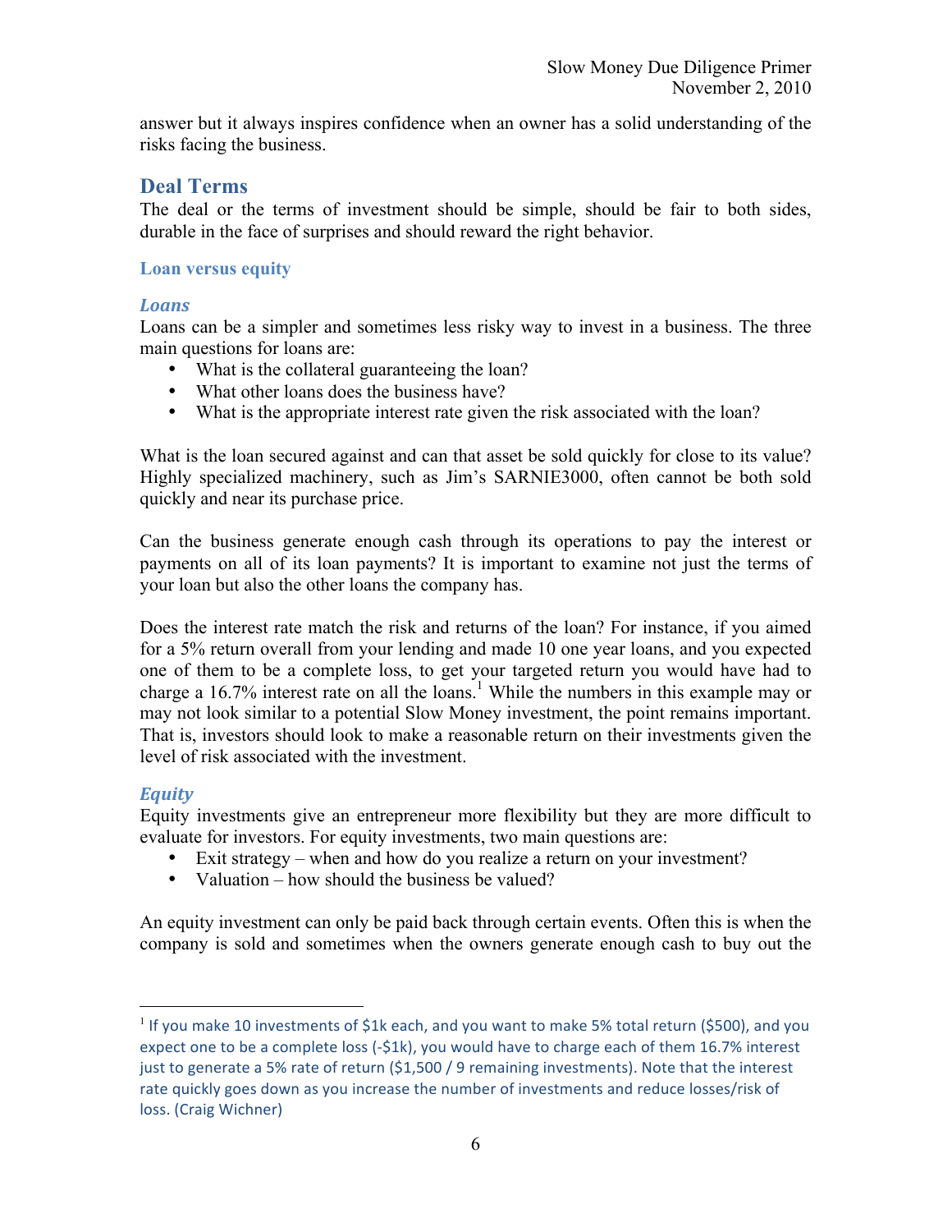answer but it always inspires confidence when an owner has a solid understanding of the risks facing the business.

## Deal Terms

The deal or the terms of investment should be simple, should be fair to both sides, durable in the face of surprises and should reward the right behavior.

### Loan versus equity

#### *Loans*

Loans can be a simpler and sometimes less risky way to invest in a business. The three main questions for loans are:

- What is the collateral guaranteeing the loan?
- What other loans does the business have?
- What is the appropriate interest rate given the risk associated with the loan?

What is the loan secured against and can that asset be sold quickly for close to its value? Highly specialized machinery, such as Jim's SARNIE3000, often cannot be both sold quickly and near its purchase price.

Can the business generate enough cash through its operations to pay the interest or payments on all of its loan payments? It is important to examine not just the terms of your loan but also the other loans the company has.

Does the interest rate match the risk and returns of the loan? For instance, if you aimed for a 5% return overall from your lending and made 10 one year loans, and you expected one of them to be a complete loss, to get your targeted return you would have had to charge a 16.7% interest rate on all the loans.[1] While the numbers in this example may or may not look similar to a potential Slow Money investment, the point remains important. That is, investors should look to make a reasonable return on their investments given the level of risk associated with the investment.

#### *Equity*

Equity investments give an entrepreneur more flexibility but they are more difficult to evaluate for investors. For equity investments, two main questions are:

- Exit strategy – when and how do you realize a return on your investment?
- Valuation – how should the business be valued?

An equity investment can only be paid back through certain events. Often this is when the company is sold and sometimes when the owners generate enough cash to buy out the

---

[1] If you make 10 investments of $1k each, and you want to make 5% total return ($500), and you expect one to be a complete loss (-$1k), you would have to charge each of them 16.7% interest just to generate a 5% rate of return ($1,500 / 9 remaining investments). Note that the interest rate quickly goes down as you increase the number of investments and reduce losses/risk of loss. (Craig Wichner)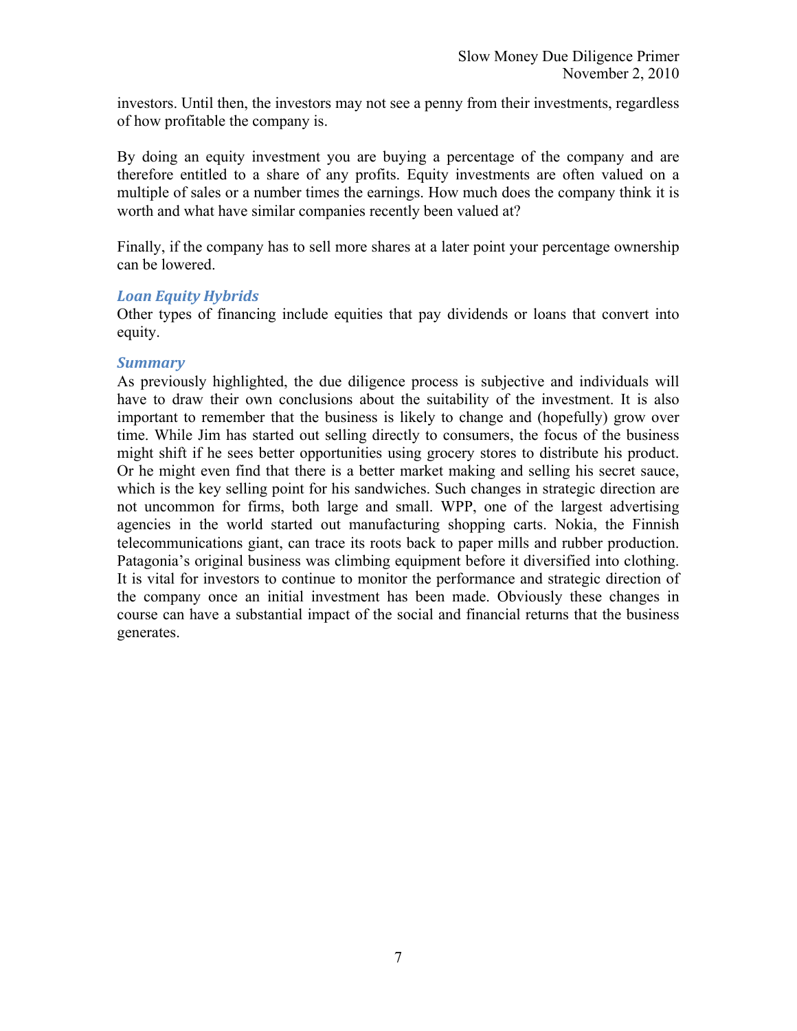investors. Until then, the investors may not see a penny from their investments, regardless of how profitable the company is.

By doing an equity investment you are buying a percentage of the company and are therefore entitled to a share of any profits. Equity investments are often valued on a multiple of sales or a number times the earnings. How much does the company think it is worth and what have similar companies recently been valued at?

Finally, if the company has to sell more shares at a later point your percentage ownership can be lowered.

### *Loan Equity Hybrids*

Other types of financing include equities that pay dividends or loans that convert into equity.

### *Summary*

As previously highlighted, the due diligence process is subjective and individuals will have to draw their own conclusions about the suitability of the investment. It is also important to remember that the business is likely to change and (hopefully) grow over time. While Jim has started out selling directly to consumers, the focus of the business might shift if he sees better opportunities using grocery stores to distribute his product. Or he might even find that there is a better market making and selling his secret sauce, which is the key selling point for his sandwiches. Such changes in strategic direction are not uncommon for firms, both large and small. WPP, one of the largest advertising agencies in the world started out manufacturing shopping carts. Nokia, the Finnish telecommunications giant, can trace its roots back to paper mills and rubber production. Patagonia's original business was climbing equipment before it diversified into clothing. It is vital for investors to continue to monitor the performance and strategic direction of the company once an initial investment has been made. Obviously these changes in course can have a substantial impact of the social and financial returns that the business generates.